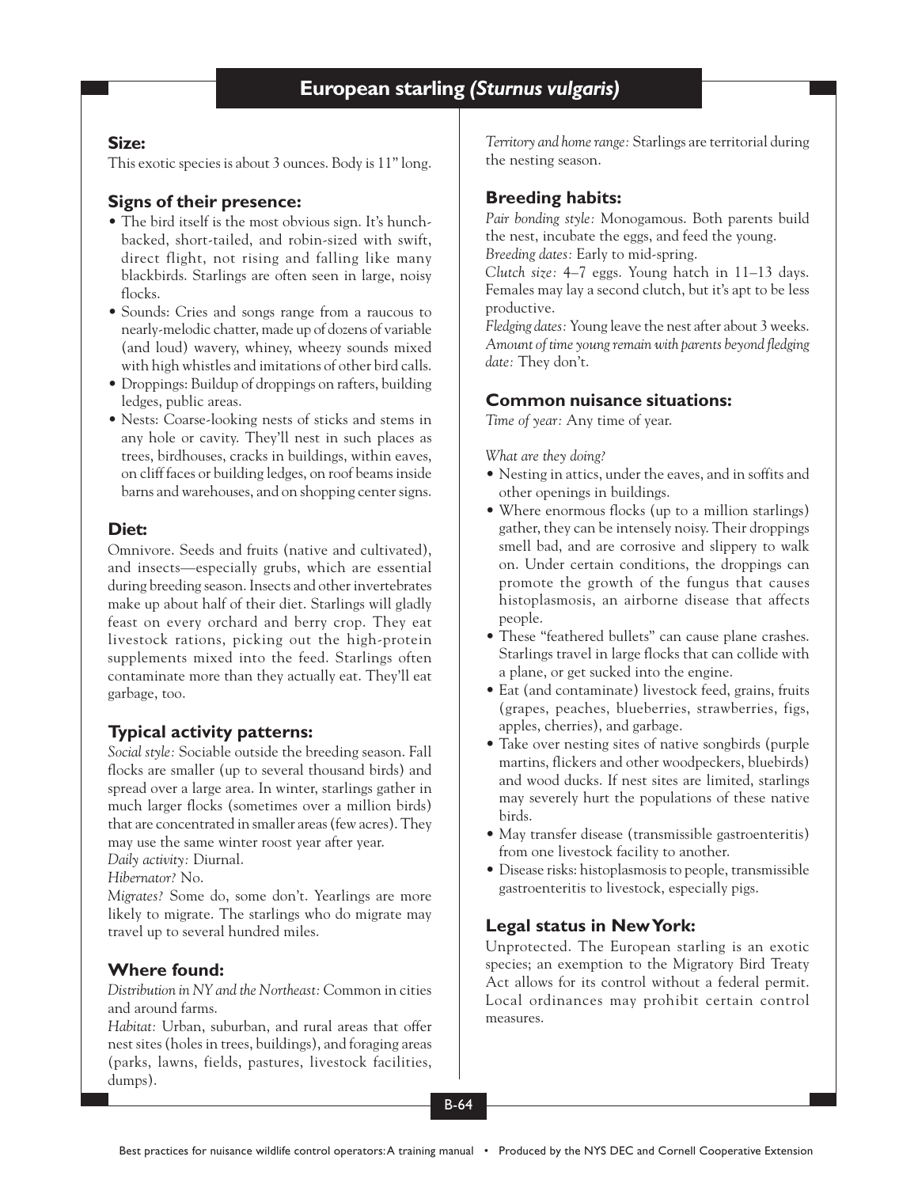# European starling *(Sturnus vulgaris)*

## Size:

This exotic species is about 3 ounces. Body is 11" long.

## Signs of their presence:

- The bird itself is the most obvious sign. It's hunch-backed, short-tailed, and robin-sized with swift, direct flight, not rising and falling like many blackbirds. Starlings are often seen in large, noisy flocks.
- Sounds: Cries and songs range from a raucous to nearly-melodic chatter, made up of dozens of variable (and loud) wavery, whiney, wheezy sounds mixed with high whistles and imitations of other bird calls.
- Droppings: Buildup of droppings on rafters, building ledges, public areas.
- Nests: Coarse-looking nests of sticks and stems in any hole or cavity. They'll nest in such places as trees, birdhouses, cracks in buildings, within eaves, on cliff faces or building ledges, on roof beams inside barns and warehouses, and on shopping center signs.

## Diet:

Omnivore. Seeds and fruits (native and cultivated), and insects—especially grubs, which are essential during breeding season. Insects and other invertebrates make up about half of their diet. Starlings will gladly feast on every orchard and berry crop. They eat livestock rations, picking out the high-protein supplements mixed into the feed. Starlings often contaminate more than they actually eat. They'll eat garbage, too.

## Typical activity patterns:

*Social style:* Sociable outside the breeding season. Fall flocks are smaller (up to several thousand birds) and spread over a large area. In winter, starlings gather in much larger flocks (sometimes over a million birds) that are concentrated in smaller areas (few acres). They may use the same winter roost year after year.

*Daily activity:* Diurnal.

*Hibernator?* No.

*Migrates?* Some do, some don't. Yearlings are more likely to migrate. The starlings who do migrate may travel up to several hundred miles.

## Where found:

*Distribution in NY and the Northeast:* Common in cities and around farms.

*Habitat:* Urban, suburban, and rural areas that offer nest sites (holes in trees, buildings), and foraging areas (parks, lawns, fields, pastures, livestock facilities, dumps).

*Territory and home range:* Starlings are territorial during the nesting season.

## Breeding habits:

*Pair bonding style:* Monogamous. Both parents build the nest, incubate the eggs, and feed the young.

*Breeding dates:* Early to mid-spring.

*Clutch size:* 4–7 eggs. Young hatch in 11–13 days. Females may lay a second clutch, but it's apt to be less productive.

*Fledging dates:* Young leave the nest after about 3 weeks.

*Amount of time young remain with parents beyond fledging date:* They don't.

## Common nuisance situations:

*Time of year:* Any time of year.

*What are they doing?*

- Nesting in attics, under the eaves, and in soffits and other openings in buildings.
- Where enormous flocks (up to a million starlings) gather, they can be intensely noisy. Their droppings smell bad, and are corrosive and slippery to walk on. Under certain conditions, the droppings can promote the growth of the fungus that causes histoplasmosis, an airborne disease that affects people.
- These "feathered bullets" can cause plane crashes. Starlings travel in large flocks that can collide with a plane, or get sucked into the engine.
- Eat (and contaminate) livestock feed, grains, fruits (grapes, peaches, blueberries, strawberries, figs, apples, cherries), and garbage.
- Take over nesting sites of native songbirds (purple martins, flickers and other woodpeckers, bluebirds) and wood ducks. If nest sites are limited, starlings may severely hurt the populations of these native birds.
- May transfer disease (transmissible gastroenteritis) from one livestock facility to another.
- Disease risks: histoplasmosis to people, transmissible gastroenteritis to livestock, especially pigs.

## Legal status in New York:

Unprotected. The European starling is an exotic species; an exemption to the Migratory Bird Treaty Act allows for its control without a federal permit. Local ordinances may prohibit certain control measures.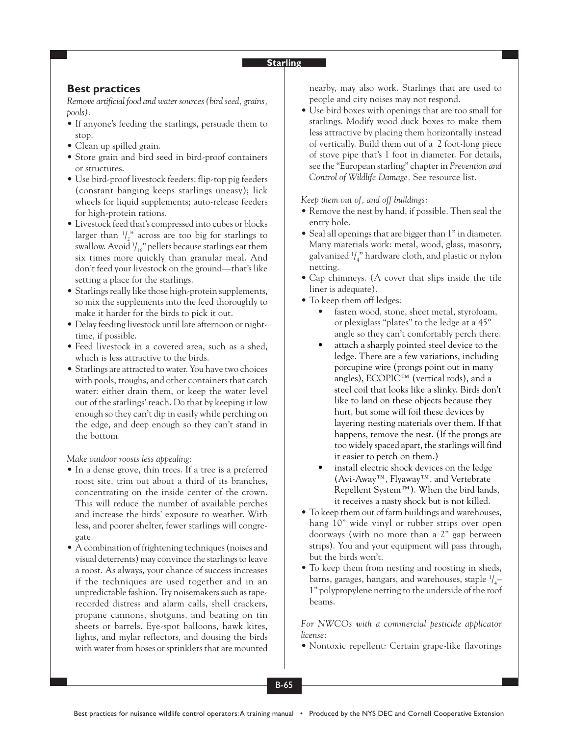## Best practices

*Remove artificial food and water sources (bird seed, grains, pools):*

- If anyone's feeding the starlings, persuade them to stop.
- Clean up spilled grain.
- Store grain and bird seed in bird-proof containers or structures.
- Use bird-proof livestock feeders: flip-top pig feeders (constant banging keeps starlings uneasy); lick wheels for liquid supplements; auto-release feeders for high-protein rations.
- Livestock feed that's compressed into cubes or blocks larger than 1/2" across are too big for starlings to swallow. Avoid 3/16" pellets because starlings eat them six times more quickly than granular meal. And don't feed your livestock on the ground—that's like setting a place for the starlings.
- Starlings really like those high-protein supplements, so mix the supplements into the feed thoroughly to make it harder for the birds to pick it out.
- Delay feeding livestock until late afternoon or night-time, if possible.
- Feed livestock in a covered area, such as a shed, which is less attractive to the birds.
- Starlings are attracted to water. You have two choices with pools, troughs, and other containers that catch water: either drain them, or keep the water level out of the starlings' reach. Do that by keeping it low enough so they can't dip in easily while perching on the edge, and deep enough so they can't stand in the bottom.

*Make outdoor roosts less appealing:*

- In a dense grove, thin trees. If a tree is a preferred roost site, trim out about a third of its branches, concentrating on the inside center of the crown. This will reduce the number of available perches and increase the birds' exposure to weather. With less, and poorer shelter, fewer starlings will congregate.
- A combination of frightening techniques (noises and visual deterrents) may convince the starlings to leave a roost. As always, your chance of success increases if the techniques are used together and in an unpredictable fashion. Try noisemakers such as tape-recorded distress and alarm calls, shell crackers, propane cannons, shotguns, and beating on tin sheets or barrels. Eye-spot balloons, hawk kites, lights, and mylar reflectors, and dousing the birds with water from hoses or sprinklers that are mounted nearby, may also work. Starlings that are used to people and city noises may not respond.
- Use bird boxes with openings that are too small for starlings. Modify wood duck boxes to make them less attractive by placing them horizontally instead of vertically. Build them out of a 2 foot-long piece of stove pipe that's 1 foot in diameter. For details, see the "European starling" chapter in *Prevention and Control of Wildlife Damage.* See resource list.

*Keep them out of, and off buildings:*

- Remove the nest by hand, if possible. Then seal the entry hole.
- Seal all openings that are bigger than 1" in diameter. Many materials work: metal, wood, glass, masonry, galvanized 1/4" hardware cloth, and plastic or nylon netting.
- Cap chimneys. (A cover that slips inside the tile liner is adequate).
- To keep them off ledges:
  - fasten wood, stone, sheet metal, styrofoam, or plexiglass "plates" to the ledge at a 45° angle so they can't comfortably perch there.
  - attach a sharply pointed steel device to the ledge. There are a few variations, including porcupine wire (prongs point out in many angles), ECOPIC™ (vertical rods), and a steel coil that looks like a slinky. Birds don't like to land on these objects because they hurt, but some will foil these devices by layering nesting materials over them. If that happens, remove the nest. (If the prongs are too widely spaced apart, the starlings will find it easier to perch on them.)
  - install electric shock devices on the ledge (Avi-Away™, Flyaway™, and Vertebrate Repellent System™). When the bird lands, it receives a nasty shock but is not killed.
- To keep them out of farm buildings and warehouses, hang 10" wide vinyl or rubber strips over open doorways (with no more than a 2" gap between strips). You and your equipment will pass through, but the birds won't.
- To keep them from nesting and roosting in sheds, barns, garages, hangars, and warehouses, staple 1/4–1" polypropylene netting to the underside of the roof beams.

*For NWCOs with a commercial pesticide applicator license:*

- Nontoxic repellent: Certain grape-like flavorings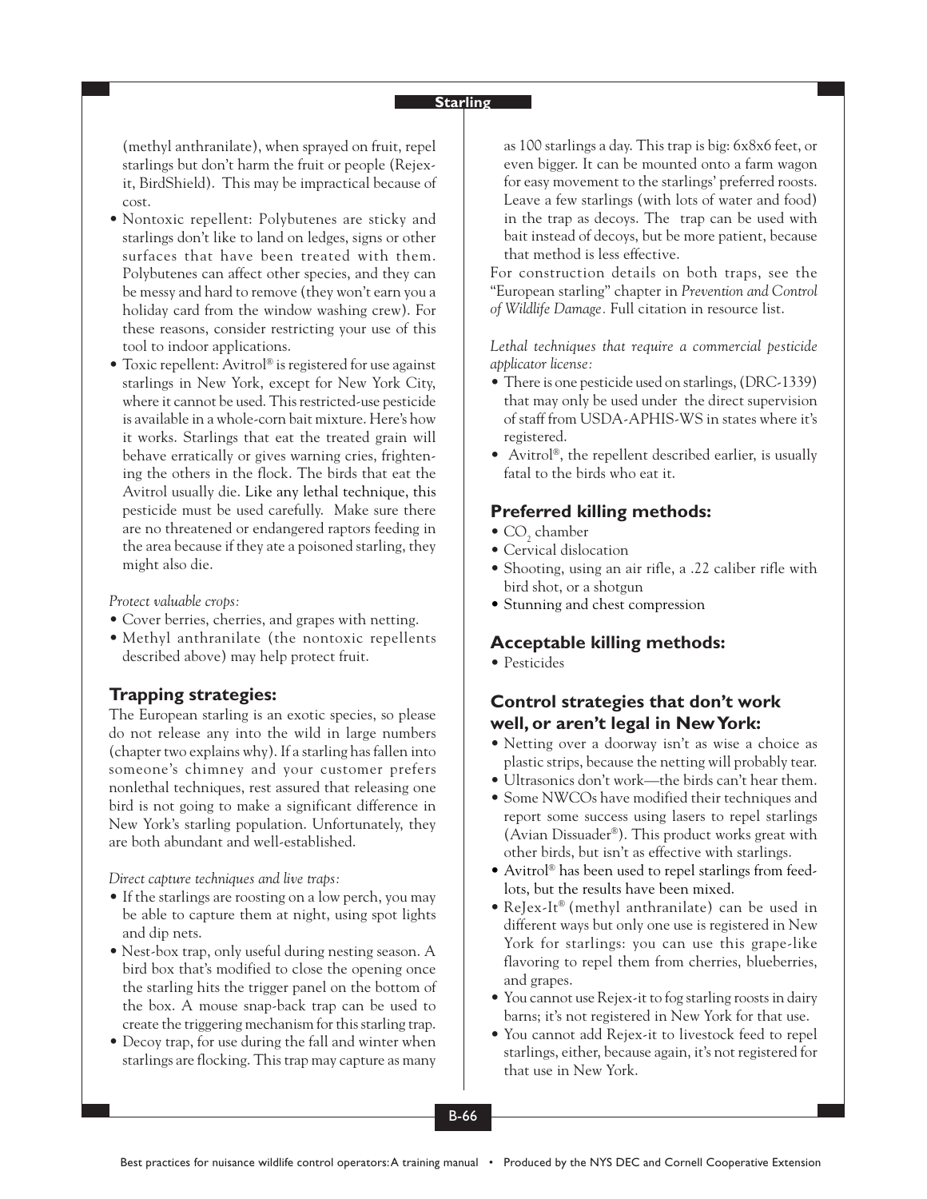(methyl anthranilate), when sprayed on fruit, repel starlings but don't harm the fruit or people (Rejex-it, BirdShield). This may be impractical because of cost.

- Nontoxic repellent: Polybutenes are sticky and starlings don't like to land on ledges, signs or other surfaces that have been treated with them. Polybutenes can affect other species, and they can be messy and hard to remove (they won't earn you a holiday card from the window washing crew). For these reasons, consider restricting your use of this tool to indoor applications.
- Toxic repellent: Avitrol® is registered for use against starlings in New York, except for New York City, where it cannot be used. This restricted-use pesticide is available in a whole-corn bait mixture. Here's how it works. Starlings that eat the treated grain will behave erratically or gives warning cries, frightening the others in the flock. The birds that eat the Avitrol usually die. Like any lethal technique, this pesticide must be used carefully. Make sure there are no threatened or endangered raptors feeding in the area because if they ate a poisoned starling, they might also die.

*Protect valuable crops:*

- Cover berries, cherries, and grapes with netting.
- Methyl anthranilate (the nontoxic repellents described above) may help protect fruit.

## Trapping strategies:

The European starling is an exotic species, so please do not release any into the wild in large numbers (chapter two explains why). If a starling has fallen into someone's chimney and your customer prefers nonlethal techniques, rest assured that releasing one bird is not going to make a significant difference in New York's starling population. Unfortunately, they are both abundant and well-established.

*Direct capture techniques and live traps:*

- If the starlings are roosting on a low perch, you may be able to capture them at night, using spot lights and dip nets.
- Nest-box trap, only useful during nesting season. A bird box that's modified to close the opening once the starling hits the trigger panel on the bottom of the box. A mouse snap-back trap can be used to create the triggering mechanism for this starling trap.
- Decoy trap, for use during the fall and winter when starlings are flocking. This trap may capture as many as 100 starlings a day. This trap is big: 6x8x6 feet, or even bigger. It can be mounted onto a farm wagon for easy movement to the starlings' preferred roosts. Leave a few starlings (with lots of water and food) in the trap as decoys. The trap can be used with bait instead of decoys, but be more patient, because that method is less effective.

For construction details on both traps, see the "European starling" chapter in *Prevention and Control of Wildlife Damage*. Full citation in resource list.

*Lethal techniques that require a commercial pesticide applicator license:*

- There is one pesticide used on starlings, (DRC-1339) that may only be used under the direct supervision of staff from USDA-APHIS-WS in states where it's registered.
- Avitrol®, the repellent described earlier, is usually fatal to the birds who eat it.

## Preferred killing methods:

- $CO_2$ chamber
- Cervical dislocation
- Shooting, using an air rifle, a .22 caliber rifle with bird shot, or a shotgun
- Stunning and chest compression

## Acceptable killing methods:

- Pesticides

## Control strategies that don't work well, or aren't legal in New York:

- Netting over a doorway isn't as wise a choice as plastic strips, because the netting will probably tear.
- Ultrasonics don't work—the birds can't hear them.
- Some NWCOs have modified their techniques and report some success using lasers to repel starlings (Avian Dissuader®). This product works great with other birds, but isn't as effective with starlings.
- Avitrol® has been used to repel starlings from feedlots, but the results have been mixed.
- ReJex-It® (methyl anthranilate) can be used in different ways but only one use is registered in New York for starlings: you can use this grape-like flavoring to repel them from cherries, blueberries, and grapes.
- You cannot use Rejex-it to fog starling roosts in dairy barns; it's not registered in New York for that use.
- You cannot add Rejex-it to livestock feed to repel starlings, either, because again, it's not registered for that use in New York.